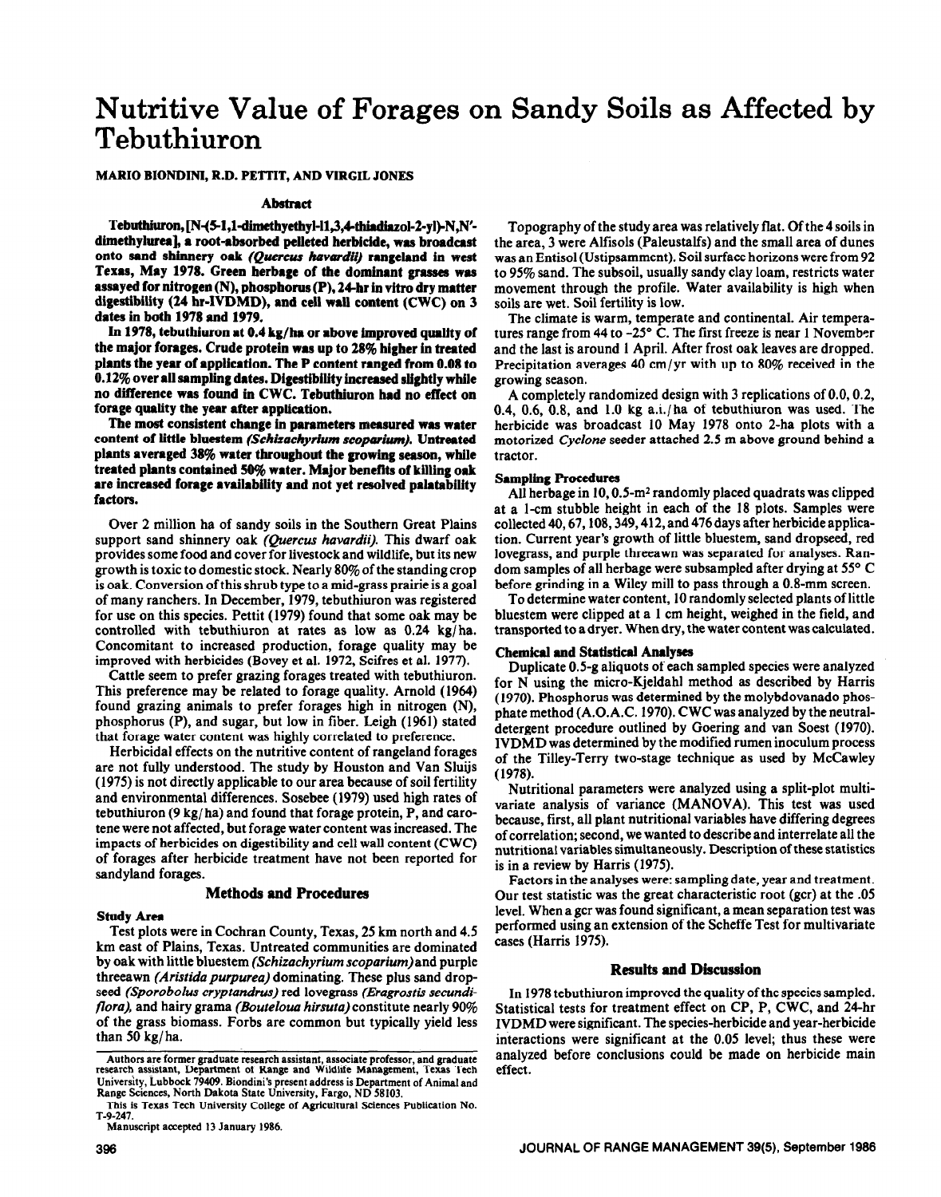# Nutritive Value of Forages on Sandy Soils as Affected by Tebuthiuron

**MARIO BIONDINI, R.D. PETTIT, AND VIRGIL JONES**

## Abstract

**Tebuthiuron, [N-(5-1,1-dimethyethyl-l1,3,4-thiadiazol-2-yl)-N,N'-dimethylurea], a root-absorbed pelleted herbicide, was broadcast onto sand shinnery oak *(Quercus havardii)* rangeland in west Texas, May 1978. Green herbage of the dominant grasses was assayed for nitrogen (N), phosphorus (P), 24-hr in vitro dry matter digestibility (24 hr-IVDMD), and cell wall content (CWC) on 3 dates in both 1978 and 1979.**

**In 1978, tebuthiuron at 0.4 kg/ha or above improved quality of the major forages. Crude protein was up to 28% higher in treated plants the year of application. The P content ranged from 0.08 to 0.12% over all sampling dates. Digestibility increased slightly while no difference was found in CWC. Tebuthiuron had no effect on forage quality the year after application.**

**The most consistent change in parameters measured was water content of little bluestem *(Schizachyrium scoparium)*. Untreated plants averaged 38% water throughout the growing season, while treated plants contained 50% water. Major benefits of killing oak are increased forage availability and not yet resolved palatability factors.**

Over 2 million ha of sandy soils in the Southern Great Plains support sand shinnery oak *(Quercus havardii)*. This dwarf oak provides some food and cover for livestock and wildlife, but its new growth is toxic to domestic stock. Nearly 80% of the standing crop is oak. Conversion of this shrub type to a mid-grass prairie is a goal of many ranchers. In December, 1979, tebuthiuron was registered for use on this species. Pettit (1979) found that some oak may be controlled with tebuthiuron at rates as low as 0.24 kg/ha. Concomitant to increased production, forage quality may be improved with herbicides (Bovey et al. 1972, Scifres et al. 1977).

Cattle seem to prefer grazing forages treated with tebuthiuron. This preference may be related to forage quality. Arnold (1964) found grazing animals to prefer forages high in nitrogen (N), phosphorus (P), and sugar, but low in fiber. Leigh (1961) stated that forage water content was highly correlated to preference.

Herbicidal effects on the nutritive content of rangeland forages are not fully understood. The study by Houston and Van Sluijs (1975) is not directly applicable to our area because of soil fertility and environmental differences. Sosebee (1979) used high rates of tebuthiuron (9 kg/ha) and found that forage protein, P, and carotene were not affected, but forage water content was increased. The impacts of herbicides on digestibility and cell wall content (CWC) of forages after herbicide treatment have not been reported for sandyland forages.

## Methods and Procedures

### Study Area

Test plots were in Cochran County, Texas, 25 km north and 4.5 km east of Plains, Texas. Untreated communities are dominated by oak with little bluestem *(Schizachyrium scoparium)* and purple threeawn *(Aristida purpurea)* dominating. These plus sand dropseed *(Sporobolus cryptandrus)* red lovegrass *(Eragrostis secundiflora)*, and hairy grama *(Bouteloua hirsuta)* constitute nearly 90% of the grass biomass. Forbs are common but typically yield less than 50 kg/ha.

Authors are former graduate research assistant, associate professor, and graduate research assistant, Department of Range and Wildlife Management, Texas Tech University, Lubbock 79409. Biondini's present address is Department of Animal and Range Sciences, North Dakota State University, Fargo, ND 58103.

This is Texas Tech University College of Agricultural Sciences Publication No. T-9-247.

Manuscript accepted 13 January 1986.

Topography of the study area was relatively flat. Of the 4 soils in the area, 3 were Alfisols (Paleustalfs) and the small area of dunes was an Entisol (Ustipsamment). Soil surface horizons were from 92 to 95% sand. The subsoil, usually sandy clay loam, restricts water movement through the profile. Water availability is high when soils are wet. Soil fertility is low.

The climate is warm, temperate and continental. Air temperatures range from 44 to -25° C. The first freeze is near 1 November and the last is around 1 April. After frost oak leaves are dropped. Precipitation averages 40 cm/yr with up to 80% received in the growing season.

A completely randomized design with 3 replications of 0.0, 0.2, 0.4, 0.6, 0.8, and 1.0 kg a.i./ha of tebuthiuron was used. The herbicide was broadcast 10 May 1978 onto 2-ha plots with a motorized *Cyclone* seeder attached 2.5 m above ground behind a tractor.

### Sampling Procedures

All herbage in 10, 0.5-m$^2$ randomly placed quadrats was clipped at a 1-cm stubble height in each of the 18 plots. Samples were collected 40, 67, 108, 349, 412, and 476 days after herbicide application. Current year's growth of little bluestem, sand dropseed, red lovegrass, and purple threeawn was separated for analyses. Random samples of all herbage were subsampled after drying at 55° C before grinding in a Wiley mill to pass through a 0.8-mm screen.

To determine water content, 10 randomly selected plants of little bluestem were clipped at a 1 cm height, weighed in the field, and transported to a dryer. When dry, the water content was calculated.

### Chemical and Statistical Analyses

Duplicate 0.5-g aliquots of each sampled species were analyzed for N using the micro-Kjeldahl method as described by Harris (1970). Phosphorus was determined by the molybdovanado phosphate method (A.O.A.C. 1970). CWC was analyzed by the neutral-detergent procedure outlined by Goering and van Soest (1970). IVDMD was determined by the modified rumen inoculum process of the Tilley-Terry two-stage technique as used by McCawley (1978).

Nutritional parameters were analyzed using a split-plot multivariate analysis of variance (MANOVA). This test was used because, first, all plant nutritional variables have differing degrees of correlation; second, we wanted to describe and interrelate all the nutritional variables simultaneously. Description of these statistics is in a review by Harris (1975).

Factors in the analyses were: sampling date, year and treatment. Our test statistic was the great characteristic root (gcr) at the .05 level. When a gcr was found significant, a mean separation test was performed using an extension of the Scheffe Test for multivariate cases (Harris 1975).

## Results and Discussion

In 1978 tebuthiuron improved the quality of the species sampled. Statistical tests for treatment effect on CP, P, CWC, and 24-hr IVDMD were significant. The species-herbicide and year-herbicide interactions were significant at the 0.05 level; thus these were analyzed before conclusions could be made on herbicide main effect.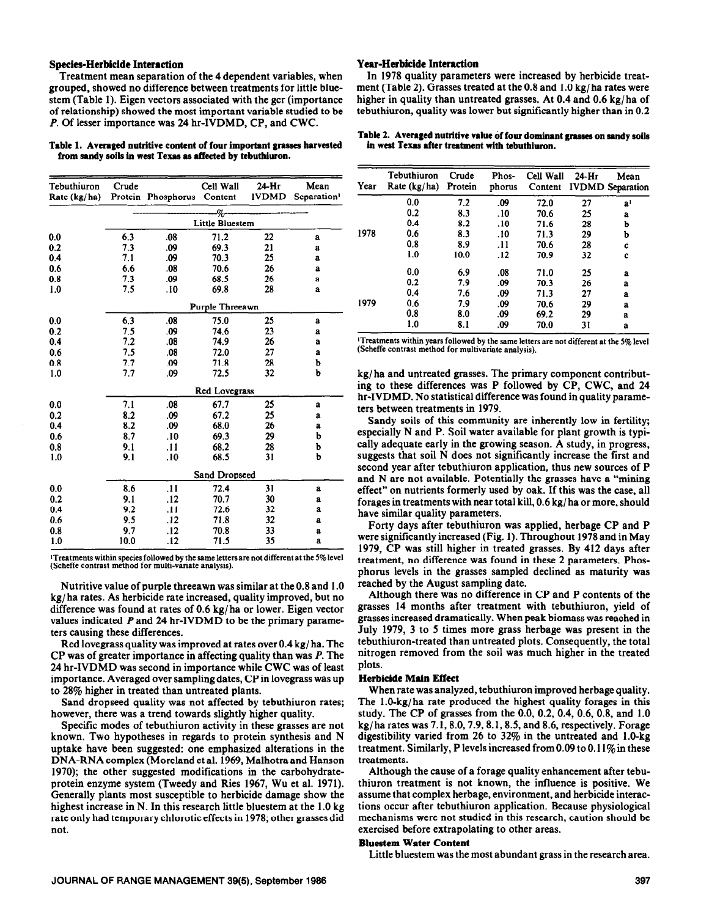### Species-Herbicide Interaction

Treatment mean separation of the 4 dependent variables, when grouped, showed no difference between treatments for little bluestem (Table 1). Eigen vectors associated with the gcr (importance of relationship) showed the most important variable studied to be *P*. Of lesser importance was 24 hr-IVDMD, CP, and CWC.

**Table 1. Averaged nutritive content of four important grasses harvested from sandy soils in west Texas as affected by tebuthiuron.**

| Tebuthiuron Rate (kg/ha) | Crude Protein | Phosphorus | Cell Wall Content | 24-Hr IVDMD | Mean Separation[1] |
|---|---|---|---|---|---|
| | | | -%- | | |
| | | | Little Bluestem | | |
| 0.0 | 6.3 | .08 | 71.2 | 22 | a |
| 0.2 | 7.3 | .09 | 69.3 | 21 | a |
| 0.4 | 7.1 | .09 | 70.3 | 25 | a |
| 0.6 | 6.6 | .08 | 70.6 | 26 | a |
| 0.8 | 7.3 | .09 | 68.5 | 26 | a |
| 1.0 | 7.5 | .10 | 69.8 | 28 | a |
| | | | Purple Threeawn | | |
| 0.0 | 6.3 | .08 | 75.0 | 25 | a |
| 0.2 | 7.5 | .09 | 74.6 | 23 | a |
| 0.4 | 7.2 | .08 | 74.9 | 26 | a |
| 0.6 | 7.5 | .08 | 72.0 | 27 | a |
| 0.8 | 7.7 | .09 | 71.8 | 28 | b |
| 1.0 | 7.7 | .09 | 72.5 | 32 | b |
| | | | Red Lovegrass | | |
| 0.0 | 7.1 | .08 | 67.7 | 25 | a |
| 0.2 | 8.2 | .09 | 67.2 | 25 | a |
| 0.4 | 8.2 | .09 | 68.0 | 26 | a |
| 0.6 | 8.7 | .10 | 69.3 | 29 | b |
| 0.8 | 9.1 | .11 | 68.2 | 28 | b |
| 1.0 | 9.1 | .10 | 68.5 | 31 | b |
| | | | Sand Dropseed | | |
| 0.0 | 8.6 | .11 | 72.4 | 31 | a |
| 0.2 | 9.1 | .12 | 70.7 | 30 | a |
| 0.4 | 9.2 | .11 | 72.6 | 32 | a |
| 0.6 | 9.5 | .12 | 71.8 | 32 | a |
| 0.8 | 9.7 | .12 | 70.8 | 33 | a |
| 1.0 | 10.0 | .12 | 71.5 | 35 | a |

[1]Treatments within species followed by the same letters are not different at the 5% level (Scheffe contrast method for multi-variate analysis).

Nutritive value of purple threeawn was similar at the 0.8 and 1.0 kg/ha rates. As herbicide rate increased, quality improved, but no difference was found at rates of 0.6 kg/ha or lower. Eigen vector values indicated *P* and 24 hr-IVDMD to be the primary parameters causing these differences.

Red lovegrass quality was improved at rates over 0.4 kg/ha. The CP was of greater importance in affecting quality than was *P*. The 24 hr-IVDMD was second in importance while CWC was of least importance. Averaged over sampling dates, CP in lovegrass was up to 28% higher in treated than untreated plants.

Sand dropseed quality was not affected by tebuthiuron rates; however, there was a trend towards slightly higher quality.

Specific modes of tebuthiuron activity in these grasses are not known. Two hypotheses in regards to protein synthesis and N uptake have been suggested: one emphasized alterations in the DNA-RNA complex (Moreland et al. 1969, Malhotra and Hanson 1970); the other suggested modifications in the carbohydrate-protein enzyme system (Tweedy and Ries 1967, Wu et al. 1971). Generally plants most susceptible to herbicide damage show the highest increase in N. In this research little bluestem at the 1.0 kg rate only had temporary chlorotic effects in 1978; other grasses did not.

### Year-Herbicide Interaction

In 1978 quality parameters were increased by herbicide treatment (Table 2). Grasses treated at the 0.8 and 1.0 kg/ha rates were higher in quality than untreated grasses. At 0.4 and 0.6 kg/ha of tebuthiuron, quality was lower but significantly higher than in 0.2 kg/ha and untreated grasses. The primary component contributing to these differences was P followed by CP, CWC, and 24 hr-IVDMD. No statistical difference was found in quality parameters between treatments in 1979.

**Table 2. Averaged nutritive value of four dominant grasses on sandy soils in west Texas after treatment with tebuthiuron.**

| Year | Tebuthiuron Rate (kg/ha) | Crude Protein | Phosphorus | Cell Wall Content | 24-Hr IVDMD | Mean Separation |
|---|---|---|---|---|---|---|
| 1978 | 0.0 | 7.2 | .09 | 72.0 | 27 | a[1] |
| | 0.2 | 8.3 | .10 | 70.6 | 25 | a |
| | 0.4 | 8.2 | .10 | 71.6 | 28 | b |
| | 0.6 | 8.3 | .10 | 71.3 | 29 | b |
| | 0.8 | 8.9 | .11 | 70.6 | 28 | c |
| | 1.0 | 10.0 | .12 | 70.9 | 32 | c |
| 1979 | 0.0 | 6.9 | .08 | 71.0 | 25 | a |
| | 0.2 | 7.9 | .09 | 70.3 | 26 | a |
| | 0.4 | 7.6 | .09 | 71.3 | 27 | a |
| | 0.6 | 7.9 | .09 | 70.6 | 29 | a |
| | 0.8 | 8.0 | .09 | 69.2 | 29 | a |
| | 1.0 | 8.1 | .09 | 70.0 | 31 | a |

[1]Treatments within years followed by the same letters are not different at the 5% level (Scheffe contrast method for multivariate analysis).

Sandy soils of this community are inherently low in fertility; especially N and P. Soil water available for plant growth is typically adequate early in the growing season. A study, in progress, suggests that soil N does not significantly increase the first and second year after tebuthiuron application, thus new sources of P and N are not available. Potentially the grasses have a "mining effect" on nutrients formerly used by oak. If this was the case, all forages in treatments with near total kill, 0.6 kg/ha or more, should have similar quality parameters.

Forty days after tebuthiuron was applied, herbage CP and P were significantly increased (Fig. 1). Throughout 1978 and in May 1979, CP was still higher in treated grasses. By 412 days after treatment, no difference was found in these 2 parameters. Phosphorus levels in the grasses sampled declined as maturity was reached by the August sampling date.

Although there was no difference in CP and P contents of the grasses 14 months after treatment with tebuthiuron, yield of grasses increased dramatically. When peak biomass was reached in July 1979, 3 to 5 times more grass herbage was present in the tebuthiuron-treated than untreated plots. Consequently, the total nitrogen removed from the soil was much higher in the treated plots.

### Herbicide Main Effect

When rate was analyzed, tebuthiuron improved herbage quality. The 1.0-kg/ha rate produced the highest quality forages in this study. The CP of grasses from the 0.0, 0.2, 0.4, 0.6, 0.8, and 1.0 kg/ha rates was 7.1, 8.0, 7.9, 8.1, 8.5, and 8.6, respectively. Forage digestibility varied from 26 to 32% in the untreated and 1.0-kg treatment. Similarly, P levels increased from 0.09 to 0.11% in these treatments.

Although the cause of a forage quality enhancement after tebuthiuron treatment is not known, the influence is positive. We assume that complex herbage, environment, and herbicide interactions occur after tebuthiuron application. Because physiological mechanisms were not studied in this research, caution should be exercised before extrapolating to other areas.

### Bluestem Water Content

Little bluestem was the most abundant grass in the research area.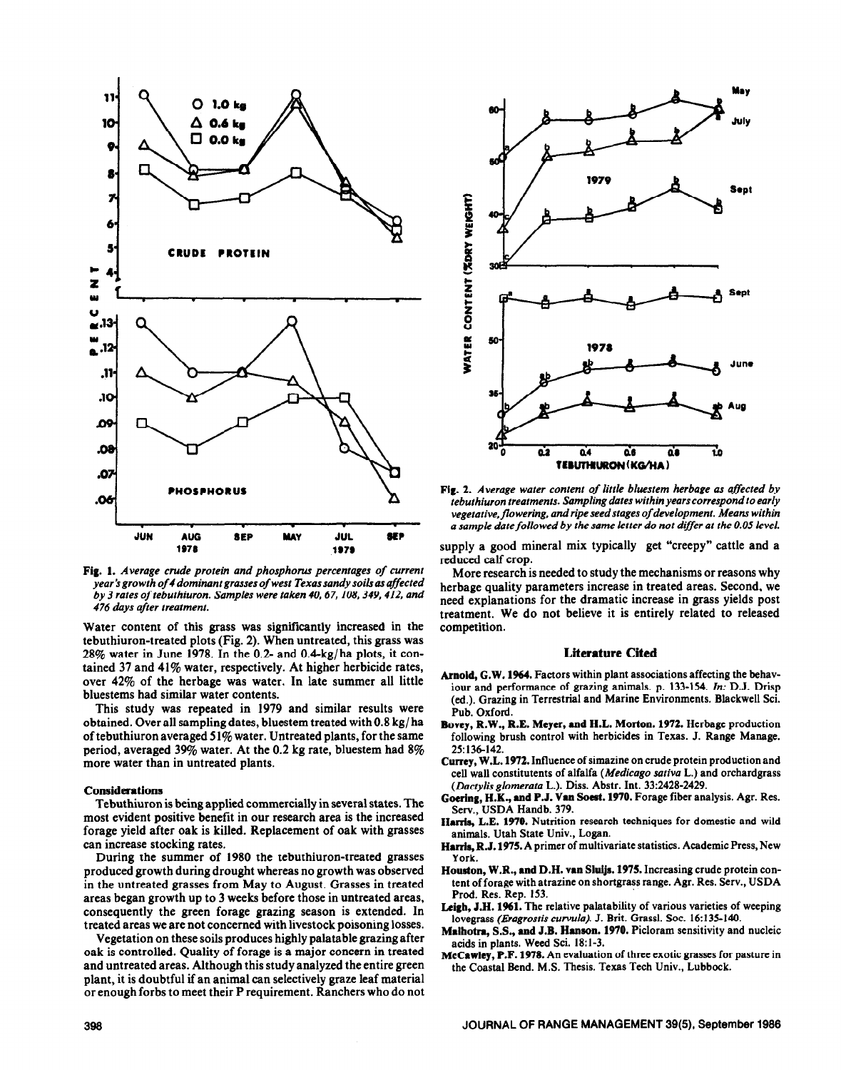Fig. 1. *Average crude protein and phosphorus percentages of current year's growth of 4 dominant grasses of west Texas sandy soils as affected by 3 rates of tebuthiuron. Samples were taken 40, 67, 108, 349, 412, and 476 days after treatment.*

Water content of this grass was significantly increased in the tebuthiuron-treated plots (Fig. 2). When untreated, this grass was 28% water in June 1978. In the 0.2- and 0.4-kg/ha plots, it contained 37 and 41% water, respectively. At higher herbicide rates, over 42% of the herbage was water. In late summer all little bluestems had similar water contents.

This study was repeated in 1979 and similar results were obtained. Over all sampling dates, bluestem treated with 0.8 kg/ha of tebuthiuron averaged 51% water. Untreated plants, for the same period, averaged 39% water. At the 0.2 kg rate, bluestem had 8% more water than in untreated plants.

Fig. 2. *Average water content of little bluestem herbage as affected by tebuthiuron treatments. Sampling dates within years correspond to early vegetative, flowering, and ripe seed stages of development. Means within a sample date followed by the same letter do not differ at the 0.05 level.*

### Considerations

Tebuthiuron is being applied commercially in several states. The most evident positive benefit in our research area is the increased forage yield after oak is killed. Replacement of oak with grasses can increase stocking rates.

During the summer of 1980 the tebuthiuron-treated grasses produced growth during drought whereas no growth was observed in the untreated grasses from May to August. Grasses in treated areas began growth up to 3 weeks before those in untreated areas, consequently the green forage grazing season is extended. In treated areas we are not concerned with livestock poisoning losses.

Vegetation on these soils produces highly palatable grazing after oak is controlled. Quality of forage is a major concern in treated and untreated areas. Although this study analyzed the entire green plant, it is doubtful if an animal can selectively graze leaf material or enough forbs to meet their P requirement. Ranchers who do not supply a good mineral mix typically get "creepy" cattle and a reduced calf crop.

More research is needed to study the mechanisms or reasons why herbage quality parameters increase in treated areas. Second, we need explanations for the dramatic increase in grass yields post treatment. We do not believe it is entirely related to released competition.

## Literature Cited

**Arnold, G.W. 1964.** Factors within plant associations affecting the behaviour and performance of grazing animals. p. 133-154. *In:* D.J. Drisp (ed.). Grazing in Terrestrial and Marine Environments. Blackwell Sci. Pub. Oxford.

**Bovey, R.W., R.E. Meyer, and H.L. Morton. 1972.** Herbage production following brush control with herbicides in Texas. J. Range Manage. 25:136-142.

**Currey, W.L. 1972.** Influence of simazine on crude protein production and cell wall constitutents of alfalfa (*Medicago sativa* L.) and orchardgrass (*Dactylis glomerata* L.). Diss. Abstr. Int. 33:2428-2429.

**Goering, H.K., and P.J. Van Soest. 1970.** Forage fiber analysis. Agr. Res. Serv., USDA Handb. 379.

**Harris, L.E. 1970.** Nutrition research techniques for domestic and wild animals. Utah State Univ., Logan.

**Harris, R.J. 1975.** A primer of multivariate statistics. Academic Press, New York.

**Houston, W.R., and D.H. van Sluijs. 1975.** Increasing crude protein content of forage with atrazine on shortgrass range. Agr. Res. Serv., USDA Prod. Res. Rep. 153.

**Leigh, J.H. 1961.** The relative palatability of various varieties of weeping lovegrass (*Eragrostis curvula*). J. Brit. Grassl. Soc. 16:135-140.

**Malhotra, S.S., and J.B. Hanson. 1970.** Picloram sensitivity and nucleic acids in plants. Weed Sci. 18:1-3.

**McCawley, P.F. 1978.** An evaluation of three exotic grasses for pasture in the Coastal Bend. M.S. Thesis. Texas Tech Univ., Lubbock.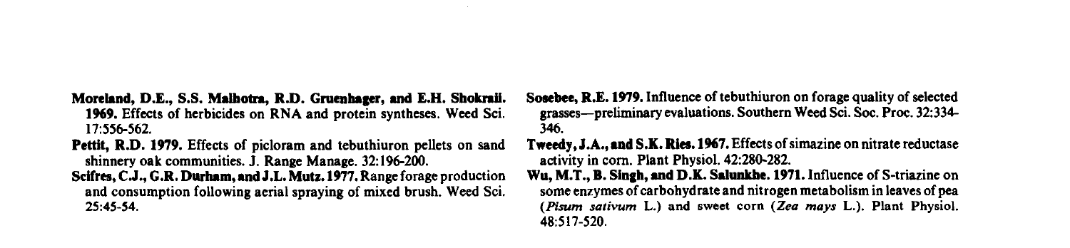**Moreland, D.E., S.S. Malhotra, R.D. Gruenhager, and E.H. Shokraii. 1969.** Effects of herbicides on RNA and protein syntheses. Weed Sci. 17:556-562.

**Pettit, R.D. 1979.** Effects of picloram and tebuthiuron pellets on sand shinnery oak communities. J. Range Manage. 32:196-200.

**Scifres, C.J., G.R. Durham, and J.L. Mutz. 1977.** Range forage production and consumption following aerial spraying of mixed brush. Weed Sci. 25:45-54.

**Sosebee, R.E. 1979.** Influence of tebuthiuron on forage quality of selected grasses—preliminary evaluations. Southern Weed Sci. Soc. Proc. 32:334-346.

**Tweedy, J.A., and S.K. Ries. 1967.** Effects of simazine on nitrate reductase activity in corn. Plant Physiol. 42:280-282.

**Wu, M.T., B. Singh, and D.K. Salunkhe. 1971.** Influence of S-triazine on some enzymes of carbohydrate and nitrogen metabolism in leaves of pea (*Pisum sativum* L.) and sweet corn (*Zea mays* L.). Plant Physiol. 48:517-520.